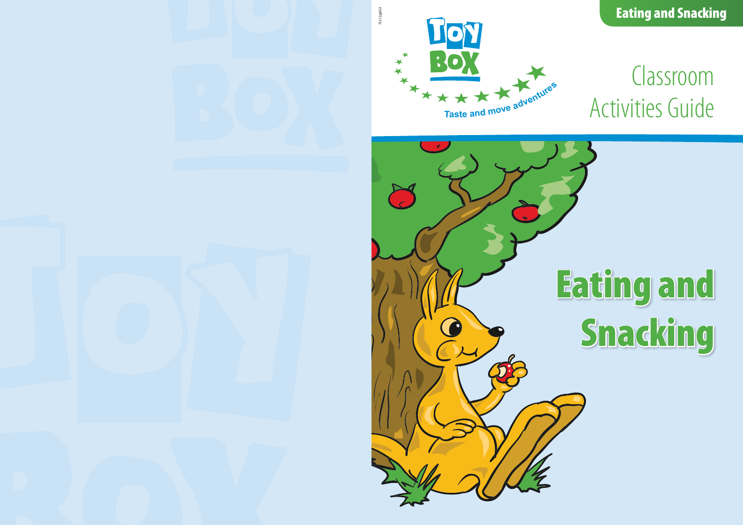Eating and Snacking

TOY BOX

Taste and move adventures

# Classroom Activities Guide

# Eating and Snacking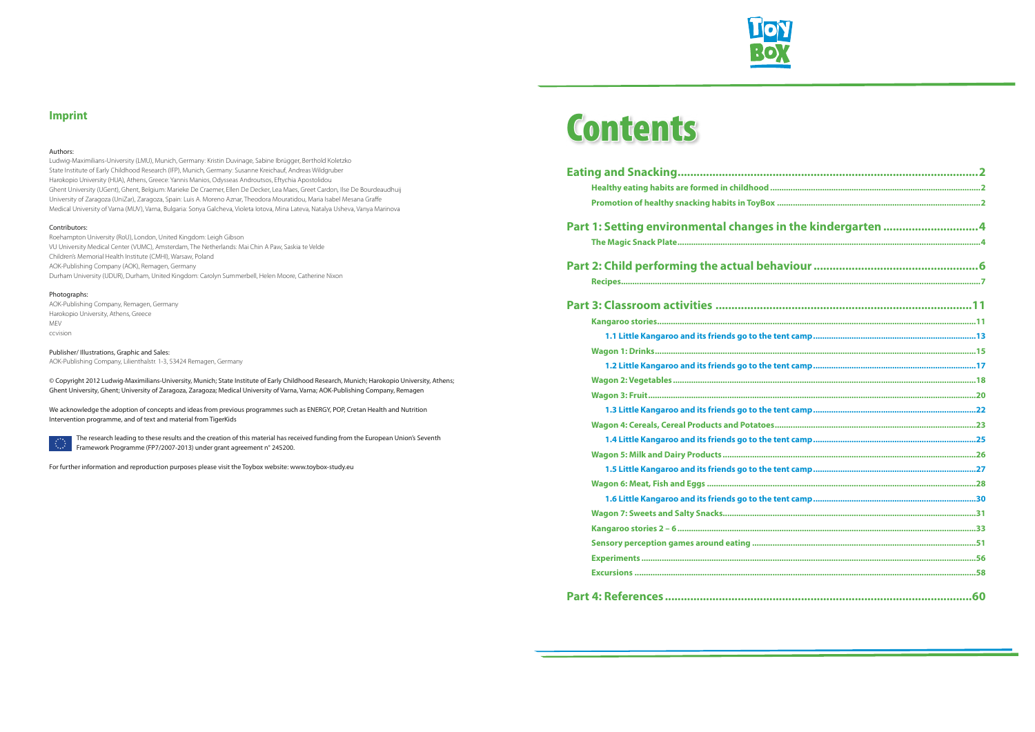## Imprint

Authors:

Ludwig-Maximilians-University (LMU), Munich, Germany: Kristin Duvinage, Sabine Ibrügger, Berthold Koletzko
State Institute of Early Childhood Research (IFP), Munich, Germany: Susanne Kreichauf, Andreas Wildgruber
Harokopio University (HUA), Athens, Greece: Yannis Manios, Odysseas Androutsos, Eftychia Apostolidou
Ghent University (UGent), Ghent, Belgium: Marieke De Craemer, Ellen De Decker, Lea Maes, Greet Cardon, Ilse De Bourdeaudhuij
University of Zaragoza (UniZar), Zaragoza, Spain: Luis A. Moreno Aznar, Theodora Mouratidou, Maria Isabel Mesana Graffe
Medical University of Varna (MUV), Varna, Bulgaria: Sonya Galcheva, Violeta Iotova, Mina Lateva, Natalya Usheva, Vanya Marinova

Contributors:

Roehampton University (RoU), London, United Kingdom: Leigh Gibson
VU University Medical Center (VUMC), Amsterdam, The Netherlands: Mai Chin A Paw, Saskia te Velde
Children's Memorial Health Institute (CMHI), Warsaw, Poland
AOK-Publishing Company (AOK), Remagen, Germany
Durham University (UDUR), Durham, United Kingdom: Carolyn Summerbell, Helen Moore, Catherine Nixon

Photographs:

AOK-Publishing Company, Remagen, Germany
Harokopio University, Athens, Greece
MEV
ccvision

Publisher/ Illustrations, Graphic and Sales:

AOK-Publishing Company, Lilienthalstr. 1-3, 53424 Remagen, Germany

© Copyright 2012 Ludwig-Maximilians-University, Munich; State Institute of Early Childhood Research, Munich; Harokopio University, Athens; Ghent University, Ghent; University of Zaragoza, Zaragoza; Medical University of Varna, Varna; AOK-Publishing Company, Remagen

We acknowledge the adoption of concepts and ideas from previous programmes such as ENERGY, POP, Cretan Health and Nutrition Intervention programme, and of text and material from TigerKids

The research leading to these results and the creation of this material has received funding from the European Union's Seventh Framework Programme (FP7/2007-2013) under grant agreement n° 245200.

For further information and reproduction purposes please visit the Toybox website: www.toybox-study.eu

# Contents

**Eating and Snacking** ........ 2
- **Healthy eating habits are formed in childhood** ........ 2
- **Promotion of healthy snacking habits in ToyBox** ........ 2

**Part 1: Setting environmental changes in the kindergarten** ........ 4
- **The Magic Snack Plate** ........ 4

**Part 2: Child performing the actual behaviour** ........ 6
- **Recipes** ........ 7

**Part 3: Classroom activities** ........ 11
- **Kangaroo stories** ........ 11
  - **1.1 Little Kangaroo and its friends go to the tent camp** ........ 13
- **Wagon 1: Drinks** ........ 15
  - **1.2 Little Kangaroo and its friends go to the tent camp** ........ 17
- **Wagon 2: Vegetables** ........ 18
- **Wagon 3: Fruit** ........ 20
  - **1.3 Little Kangaroo and its friends go to the tent camp** ........ 22
- **Wagon 4: Cereals, Cereal Products and Potatoes** ........ 23
  - **1.4 Little Kangaroo and its friends go to the tent camp** ........ 25
- **Wagon 5: Milk and Dairy Products** ........ 26
  - **1.5 Little Kangaroo and its friends go to the tent camp** ........ 27
- **Wagon 6: Meat, Fish and Eggs** ........ 28
  - **1.6 Little Kangaroo and its friends go to the tent camp** ........ 30
- **Wagon 7: Sweets and Salty Snacks** ........ 31
- **Kangaroo stories 2 – 6** ........ 33
- **Sensory perception games around eating** ........ 51
- **Experiments** ........ 56
- **Excursions** ........ 58

**Part 4: References** ........ 60